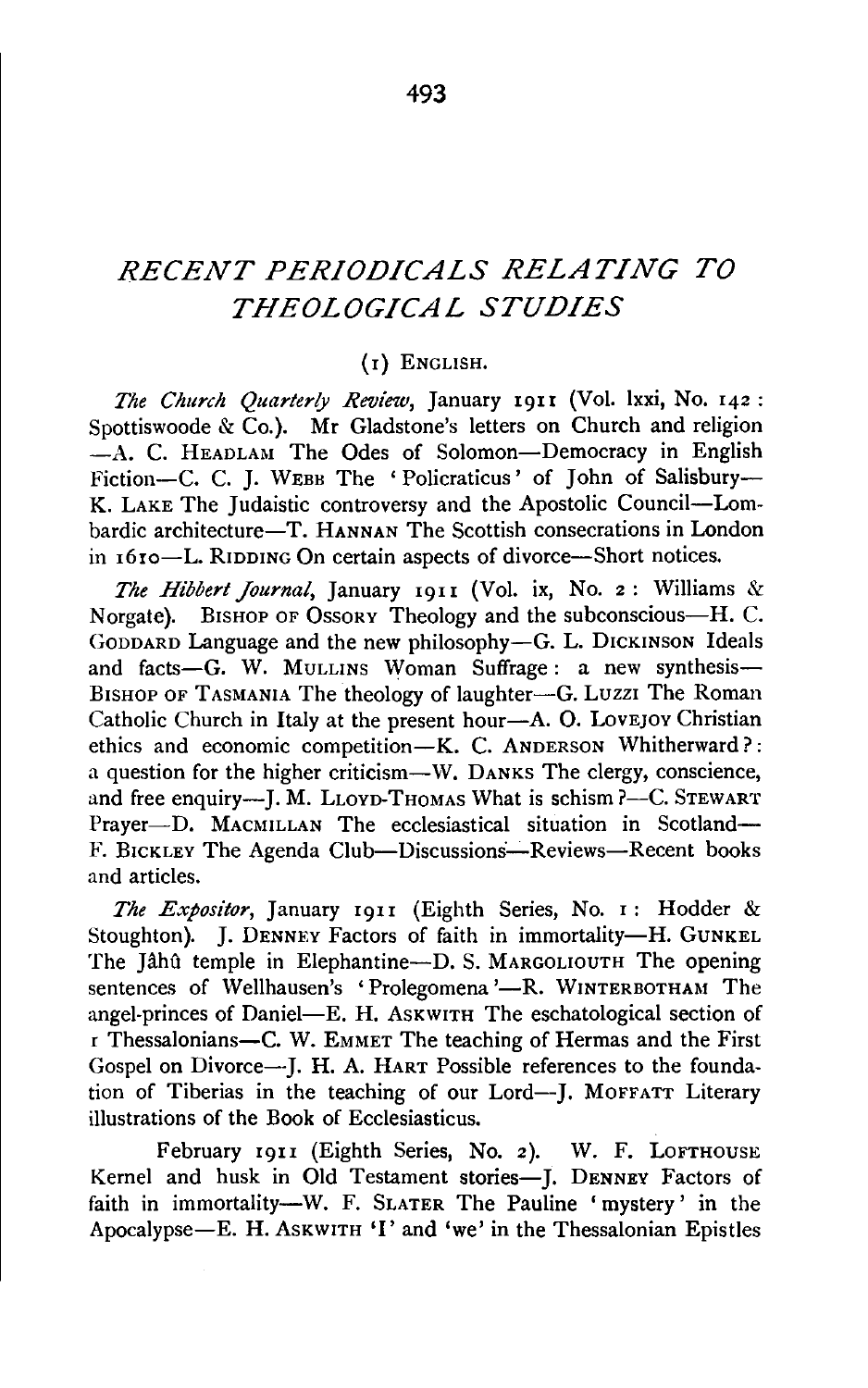# *RECENT PERIODICALS RELATING TO THEOLOGICAL STUDIES*

## (1) ENGLISH.

*The Church Quarterly Review*, January 1911 (Vol. lxxi, No. 142: Spottiswoode & Co.). Mr Gladstone's letters on Church and religion —A. C. HEADLAM The Odes of Solomon—Democracy in English Fiction—C. C. J. WEBB The 'Policraticus' of John of Salisbury—K. LAKE The Judaistic controversy and the Apostolic Council—Lombardic architecture—T. HANNAN The Scottish consecrations in London in 1610—L. RIDDING On certain aspects of divorce—Short notices.

*The Hibbert Journal*, January 1911 (Vol. ix, No. 2: Williams & Norgate). BISHOP OF OSSORY Theology and the subconscious—H. C. GODDARD Language and the new philosophy—G. L. DICKINSON Ideals and facts—G. W. MULLINS Woman Suffrage: a new synthesis—BISHOP OF TASMANIA The theology of laughter—G. LUZZI The Roman Catholic Church in Italy at the present hour—A. O. LOVEJOY Christian ethics and economic competition—K. C. ANDERSON Whitherward?: a question for the higher criticism—W. DANKS The clergy, conscience, and free enquiry—J. M. LLOYD-THOMAS What is schism?—C. STEWART Prayer—D. MACMILLAN The ecclesiastical situation in Scotland—F. BICKLEY The Agenda Club—Discussions—Reviews—Recent books and articles.

*The Expositor*, January 1911 (Eighth Series, No. 1: Hodder & Stoughton). J. DENNEY Factors of faith in immortality—H. GUNKEL The Jâhû temple in Elephantine—D. S. MARGOLIOUTH The opening sentences of Wellhausen's 'Prolegomena'—R. WINTERBOTHAM The angel-princes of Daniel—E. H. ASKWITH The eschatological section of 1 Thessalonians—C. W. EMMET The teaching of Hermas and the First Gospel on Divorce—J. H. A. HART Possible references to the foundation of Tiberias in the teaching of our Lord—J. MOFFATT Literary illustrations of the Book of Ecclesiasticus.

February 1911 (Eighth Series, No. 2). W. F. LOFTHOUSE Kernel and husk in Old Testament stories—J. DENNEY Factors of faith in immortality—W. F. SLATER The Pauline 'mystery' in the Apocalypse—E. H. ASKWITH 'I' and 'we' in the Thessalonian Epistles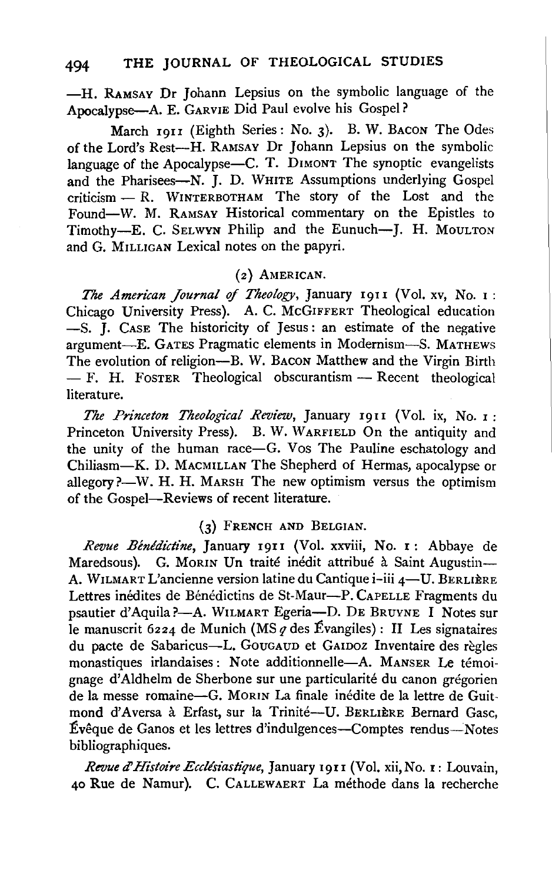—H. RAMSAY Dr Johann Lepsius on the symbolic language of the Apocalypse—A. E. GARVIE Did Paul evolve his Gospel?

March 1911 (Eighth Series: No. 3). B. W. BACON The Odes of the Lord's Rest—H. RAMSAY Dr Johann Lepsius on the symbolic language of the Apocalypse—C. T. DIMONT The synoptic evangelists and the Pharisees—N. J. D. WHITE Assumptions underlying Gospel criticism — R. WINTERBOTHAM The story of the Lost and the Found—W. M. RAMSAY Historical commentary on the Epistles to Timothy—E. C. SELWYN Philip and the Eunuch—J. H. MOULTON and G. MILLIGAN Lexical notes on the papyri.

### (2) AMERICAN.

*The American Journal of Theology*, January 1911 (Vol. xv, No. 1: Chicago University Press). A. C. McGIFFERT Theological education —S. J. CASE The historicity of Jesus: an estimate of the negative argument—E. GATES Pragmatic elements in Modernism—S. MATHEWS The evolution of religion—B. W. BACON Matthew and the Virgin Birth — F. H. FOSTER Theological obscurantism — Recent theological literature.

*The Princeton Theological Review*, January 1911 (Vol. ix, No. 1: Princeton University Press). B. W. WARFIELD On the antiquity and the unity of the human race—G. VOS The Pauline eschatology and Chiliasm—K. D. MACMILLAN The Shepherd of Hermas, apocalypse or allegory?—W. H. H. MARSH The new optimism versus the optimism of the Gospel—Reviews of recent literature.

### (3) FRENCH AND BELGIAN.

*Revue Bénédictine*, January 1911 (Vol. xxviii, No. 1: Abbaye de Maredsous). G. MORIN Un traité inédit attribué à Saint Augustin—A. WILMART L'ancienne version latine du Cantique i–iii 4—U. BERLIÈRE Lettres inédites de Bénédictins de St-Maur—P. CAPELLE Fragments du psautier d'Aquila?—A. WILMART Egeria—D. DE BRUYNE I Notes sur le manuscrit 6224 de Munich (MS *q* des Évangiles): II Les signataires du pacte de Sabaricus—L. GOUGAUD et GAIDOZ Inventaire des règles monastiques irlandaises: Note additionnelle—A. MANSER Le témoignage d'Aldhelm de Sherbone sur une particularité du canon grégorien de la messe romaine—G. MORIN La finale inédite de la lettre de Guitmond d'Aversa à Erfast, sur la Trinité—U. BERLIÈRE Bernard Gasc, Évêque de Ganos et les lettres d'indulgences—Comptes rendus—Notes bibliographiques.

*Revue d'Histoire Ecclésiastique*, January 1911 (Vol. xii, No. 1: Louvain, 40 Rue de Namur). C. CALLEWAERT La méthode dans la recherche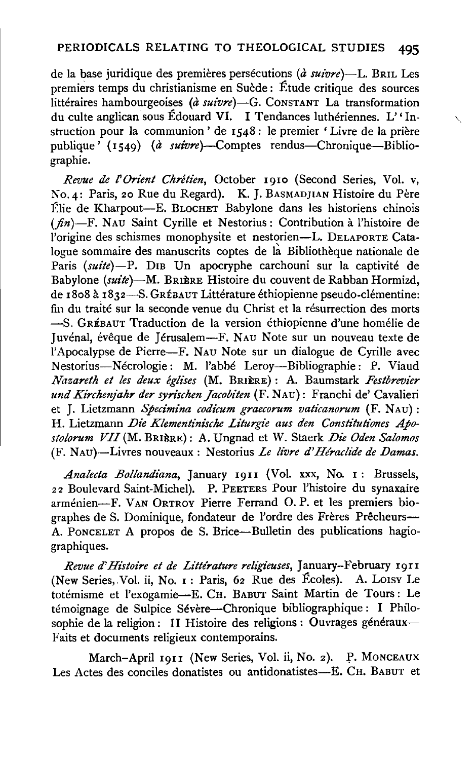de la base juridique des premières persécutions (*à suivre*)—L. BRIL Les premiers temps du christianisme en Suède : Étude critique des sources littéraires hambourgeoises (*à suivre*)—G. CONSTANT La transformation du culte anglican sous Édouard VI. I Tendances luthériennes. L' 'Instruction pour la communion ' de 1548 : le premier ' Livre de la prière publique ' (1549) (*à suivre*)—Comptes rendus—Chronique—Bibliographie.

*Revue de l'Orient Chrétien*, October 1910 (Second Series, Vol. v, No. 4 : Paris, 20 Rue du Regard). K. J. BASMADJIAN Histoire du Père Élie de Kharpout—E. BLOCHET Babylone dans les historiens chinois (*fin*)—F. NAU Saint Cyrille et Nestorius : Contribution à l'histoire de l'origine des schismes monophysite et nestorien—L. DELAPORTE Catalogue sommaire des manuscrits coptes de là Bibliothèque nationale de Paris (*suite*)—P. DIB Un apocryphe carchouni sur la captivité de Babylone (*suite*)—M. BRIÈRE Histoire du couvent de Rabban Hormizd, de 1808 à 1832—S. GRÉBAUT Littérature éthiopienne pseudo-clémentine : fin du traité sur la seconde venue du Christ et la résurrection des morts —S. GRÉBAUT Traduction de la version éthiopienne d'une homélie de Juvénal, évêque de Jérusalem—F. NAU Note sur un nouveau texte de l'Apocalypse de Pierre—F. NAU Note sur un dialogue de Cyrille avec Nestorius—Nécrologie : M. l'abbé Leroy—Bibliographie : P. Viaud *Nazareth et les deux églises* (M. BRIÈRE) : A. Baumstark *Festbrevier und Kirchenjahr der syrischen Jacobiten* (F. NAU) : Franchi de' Cavalieri et J. Lietzmann *Specimina codicum graecorum vaticanorum* (F. NAU) : H. Lietzmann *Die Klementinische Liturgie aus den Constitutiones Apostolorum VII* (M. BRIÈRE) : A. Ungnad et W. Staerk *Die Oden Salomos* (F. NAU)—Livres nouveaux : Nestorius *Le livre d'Héraclide de Damas*.

*Analecta Bollandiana*, January 1911 (Vol. xxx, No. 1 : Brussels, 22 Boulevard Saint-Michel). P. PEETERS Pour l'histoire du synaxaire arménien—F. VAN ORTROY Pierre Ferrand O. P. et les premiers biographes de S. Dominique, fondateur de l'ordre des Frères Prêcheurs—A. PONCELET A propos de S. Brice—Bulletin des publications hagiographiques.

*Revue d'Histoire et de Littérature religieuses*, January–February 1911 (New Series, Vol. ii, No. 1 : Paris, 62 Rue des Écoles). A. LOISY Le totémisme et l'exogamie—E. CH. BABUT Saint Martin de Tours : Le témoignage de Sulpice Sévère—Chronique bibliographique : I Philosophie de la religion : II Histoire des religions : Ouvrages généraux—Faits et documents religieux contemporains.

March–April 1911 (New Series, Vol. ii, No. 2). P. MONCEAUX Les Actes des conciles donatistes ou antidonatistes—E. CH. BABUT et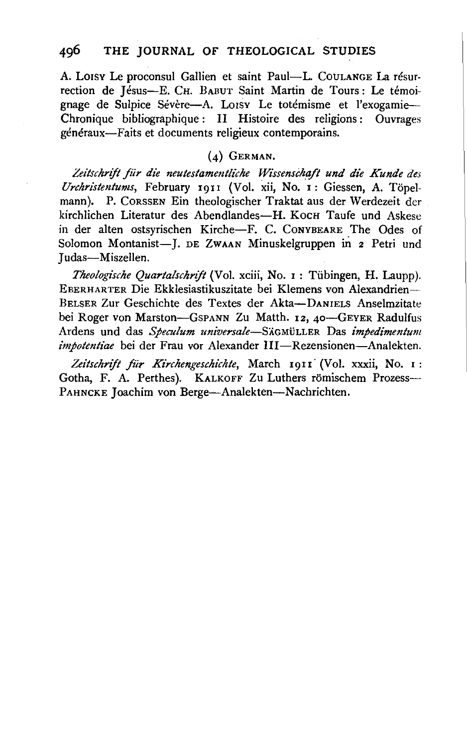A. Loisy Le proconsul Gallien et saint Paul—L. Coulange La résurrection de Jésus—E. Ch. Babut Saint Martin de Tours : Le témoignage de Sulpice Sévère—A. Loisy Le totémisme et l'exogamie—Chronique bibliographique : II Histoire des religions : Ouvrages généraux—Faits et documents religieux contemporains.

## (4) German.

*Zeitschrift für die neutestamentliche Wissenschaft und die Kunde des Urchristentums*, February 1911 (Vol. xii, No. 1 : Giessen, A. Töpelmann). P. Corssen Ein theologischer Traktat aus der Werdezeit der kirchlichen Literatur des Abendlandes—H. Koch Taufe und Askese in der alten ostsyrischen Kirche—F. C. Conybeare The Odes of Solomon Montanist—J. de Zwaan Minuskelgruppen in 2 Petri und Judas—Miszellen.

*Theologische Quartalschrift* (Vol. xciii, No. 1 : Tübingen, H. Laupp). Eberharter Die Ekklesiastikuszitate bei Klemens von Alexandrien—Belser Zur Geschichte des Textes der Akta—Daniels Anselmzitate bei Roger von Marston—Gspann Zu Matth. 12, 40—Geyer Radulfus Ardens und das *Speculum universale*—Sägmüller Das *impedimentum impotentiae* bei der Frau vor Alexander III—Rezensionen—Analekten.

*Zeitschrift für Kirchengeschichte*, March 1911 (Vol. xxxii, No. 1 : Gotha, F. A. Perthes). Kalkoff Zu Luthers römischem Prozess—Pahncke Joachim von Berge—Analekten—Nachrichten.